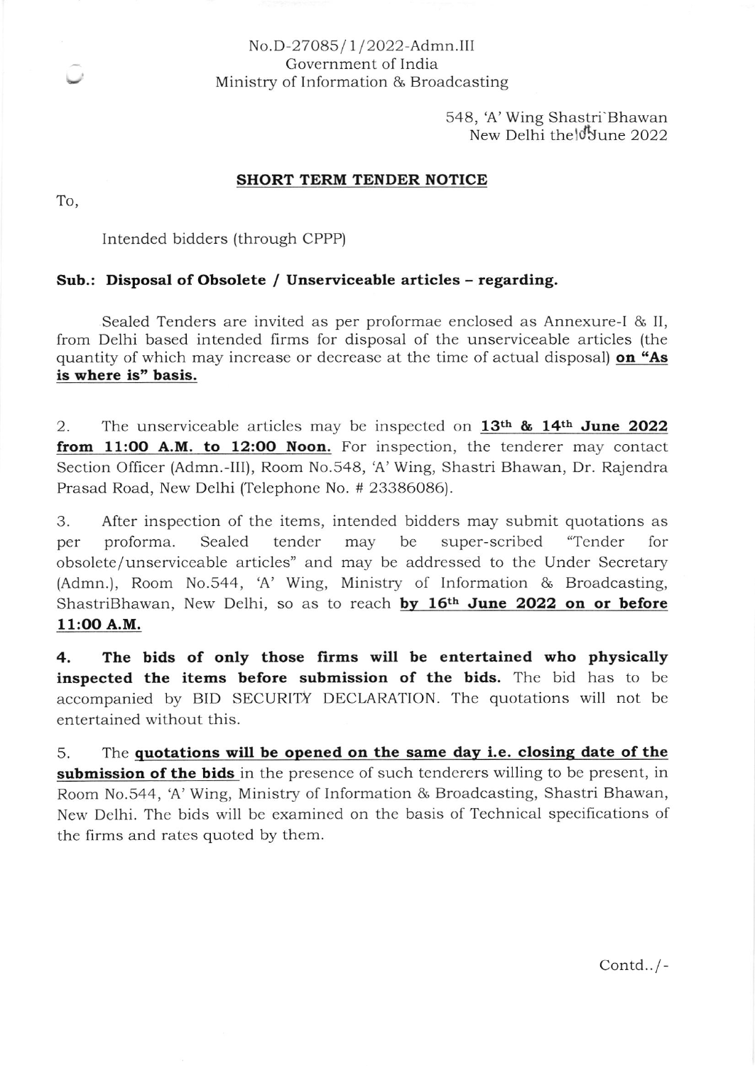No.D-27085/1/2022-Admn.III
Government of India
Ministry of Information & Broadcasting

548, 'A' Wing Shastri Bhawan
New Delhi the 10th June 2022

## SHORT TERM TENDER NOTICE

To,

Intended bidders (through CPPP)

**Sub.: Disposal of Obsolete / Unserviceable articles – regarding.**

Sealed Tenders are invited as per proformae enclosed as Annexure-I & II, from Delhi based intended firms for disposal of the unserviceable articles (the quantity of which may increase or decrease at the time of actual disposal) **on "As is where is" basis.**

2. The unserviceable articles may be inspected on **13th & 14th June 2022 from 11:00 A.M. to 12:00 Noon.** For inspection, the tenderer may contact Section Officer (Admn.-III), Room No.548, 'A' Wing, Shastri Bhawan, Dr. Rajendra Prasad Road, New Delhi (Telephone No. # 23386086).

3. After inspection of the items, intended bidders may submit quotations as per proforma. Sealed tender may be super-scribed "Tender for obsolete/unserviceable articles" and may be addressed to the Under Secretary (Admn.), Room No.544, 'A' Wing, Ministry of Information & Broadcasting, ShastriBhawan, New Delhi, so as to reach **by 16th June 2022 on or before 11:00 A.M.**

**4. The bids of only those firms will be entertained who physically inspected the items before submission of the bids.** The bid has to be accompanied by BID SECURITY DECLARATION. The quotations will not be entertained without this.

5. The **quotations will be opened on the same day i.e. closing date of the submission of the bids** in the presence of such tenderers willing to be present, in Room No.544, 'A' Wing, Ministry of Information & Broadcasting, Shastri Bhawan, New Delhi. The bids will be examined on the basis of Technical specifications of the firms and rates quoted by them.

Contd../-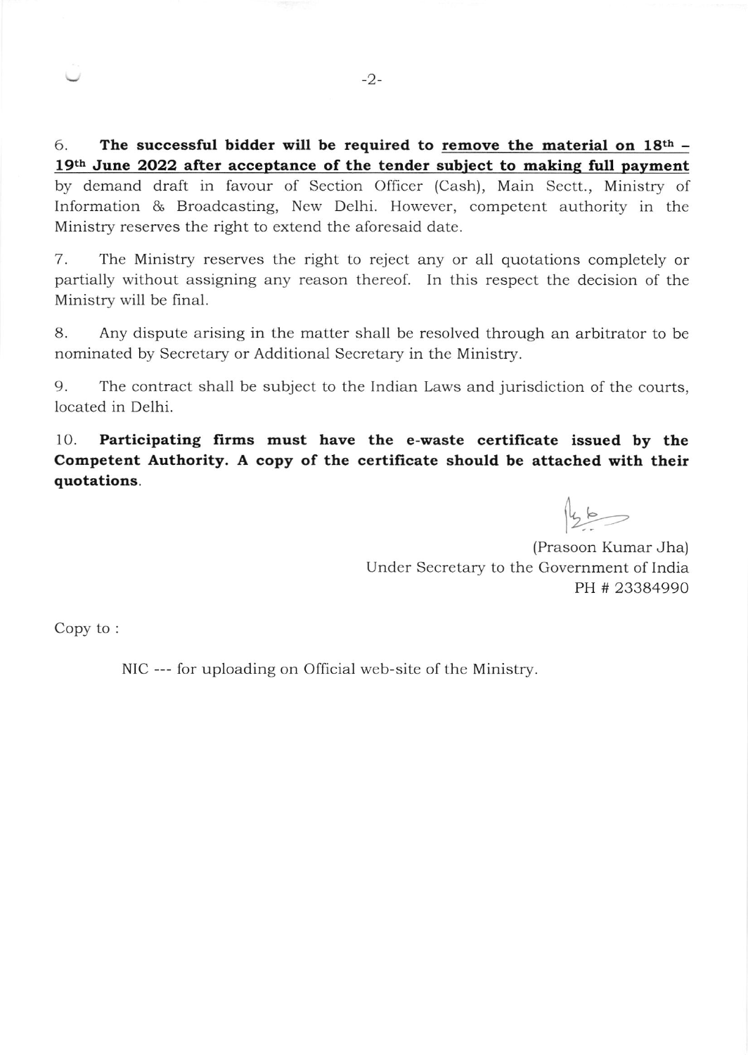6. **The successful bidder will be required to remove the material on 18th – 19th June 2022 after acceptance of the tender subject to making full payment** by demand draft in favour of Section Officer (Cash), Main Sectt., Ministry of Information & Broadcasting, New Delhi. However, competent authority in the Ministry reserves the right to extend the aforesaid date.

7. The Ministry reserves the right to reject any or all quotations completely or partially without assigning any reason thereof. In this respect the decision of the Ministry will be final.

8. Any dispute arising in the matter shall be resolved through an arbitrator to be nominated by Secretary or Additional Secretary in the Ministry.

9. The contract shall be subject to the Indian Laws and jurisdiction of the courts, located in Delhi.

10. **Participating firms must have the e-waste certificate issued by the Competent Authority. A copy of the certificate should be attached with their quotations.**

(Prasoon Kumar Jha)
Under Secretary to the Government of India
PH # 23384990

Copy to :

NIC --- for uploading on Official web-site of the Ministry.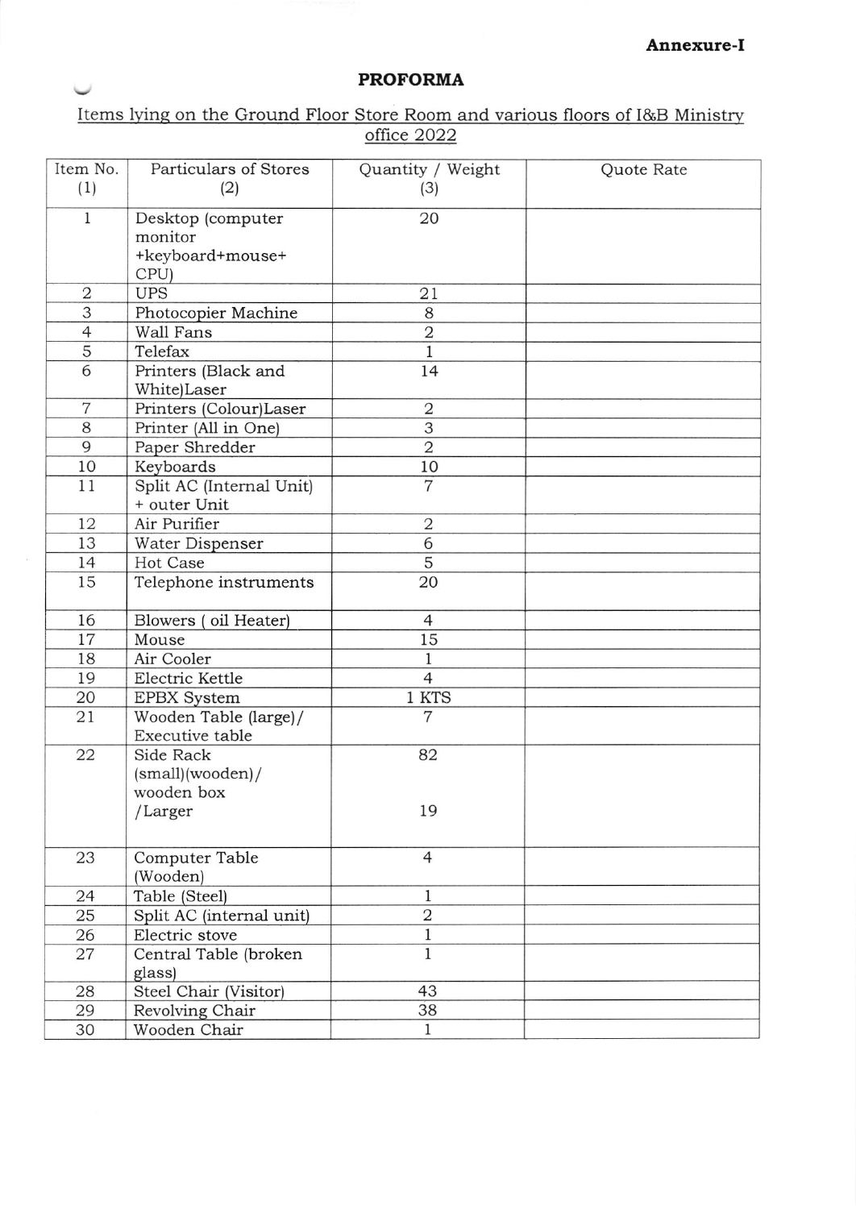**Annexure-I**

# PROFORMA

Items lying on the Ground Floor Store Room and various floors of I&B Ministry office 2022

| Item No. (1) | Particulars of Stores (2) | Quantity / Weight (3) | Quote Rate |
|---|---|---|---|
| 1 | Desktop (computer monitor +keyboard+mouse+ CPU) | 20 | |
| 2 | UPS | 21 | |
| 3 | Photocopier Machine | 8 | |
| 4 | Wall Fans | 2 | |
| 5 | Telefax | 1 | |
| 6 | Printers (Black and White)Laser | 14 | |
| 7 | Printers (Colour)Laser | 2 | |
| 8 | Printer (All in One) | 3 | |
| 9 | Paper Shredder | 2 | |
| 10 | Keyboards | 10 | |
| 11 | Split AC (Internal Unit) + outer Unit | 7 | |
| 12 | Air Purifier | 2 | |
| 13 | Water Dispenser | 6 | |
| 14 | Hot Case | 5 | |
| 15 | Telephone instruments | 20 | |
| 16 | Blowers ( oil Heater) | 4 | |
| 17 | Mouse | 15 | |
| 18 | Air Cooler | 1 | |
| 19 | Electric Kettle | 4 | |
| 20 | EPBX System | 1 KTS | |
| 21 | Wooden Table (large)/ Executive table | 7 | |
| 22 | Side Rack (small)(wooden)/ wooden box /Larger | 82<br><br>19 | |
| 23 | Computer Table (Wooden) | 4 | |
| 24 | Table (Steel) | 1 | |
| 25 | Split AC (internal unit) | 2 | |
| 26 | Electric stove | 1 | |
| 27 | Central Table (broken glass) | 1 | |
| 28 | Steel Chair (Visitor) | 43 | |
| 29 | Revolving Chair | 38 | |
| 30 | Wooden Chair | 1 | |